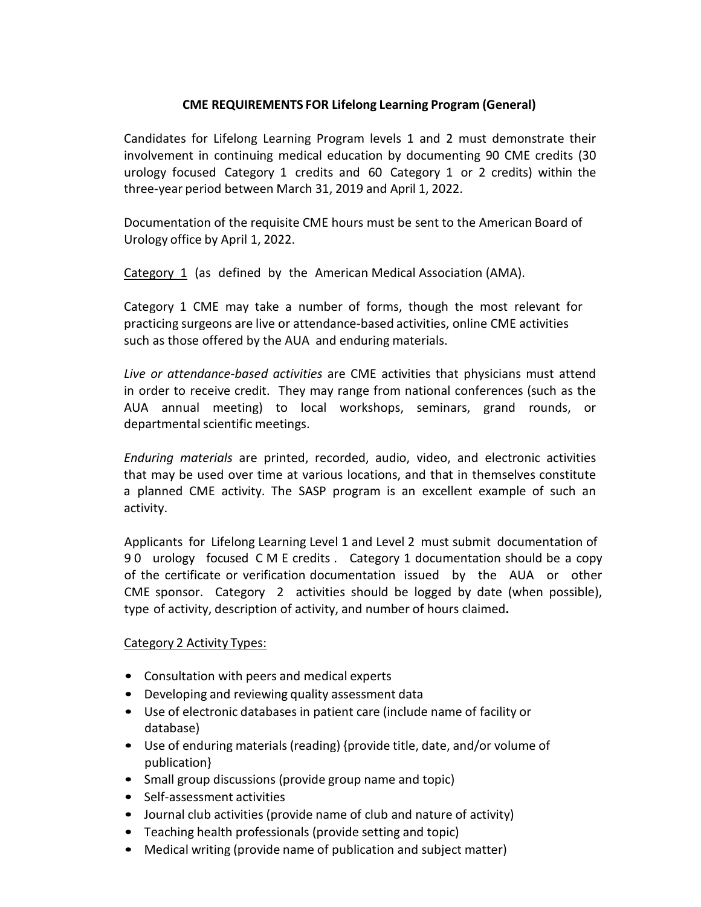**CME REQUIREMENTS FOR Lifelong Learning Program (General)**

Candidates for Lifelong Learning Program levels 1 and 2 must demonstrate their involvement in continuing medical education by documenting 90 CME credits (30 urology focused Category 1 credits and 60 Category 1 or 2 credits) within the three-year period between March 31, 2019 and April 1, 2022.

Documentation of the requisite CME hours must be sent to the American Board of Urology office by April 1, 2022.

<u>Category 1</u> (as defined by the American Medical Association (AMA).

Category 1 CME may take a number of forms, though the most relevant for practicing surgeons are live or attendance-based activities, online CME activities such as those offered by the AUA and enduring materials.

*Live or attendance-based activities* are CME activities that physicians must attend in order to receive credit. They may range from national conferences (such as the AUA annual meeting) to local workshops, seminars, grand rounds, or departmental scientific meetings.

*Enduring materials* are printed, recorded, audio, video, and electronic activities that may be used over time at various locations, and that in themselves constitute a planned CME activity. The SASP program is an excellent example of such an activity.

Applicants for Lifelong Learning Level 1 and Level 2 must submit documentation of 90 urology focused CME credits. Category 1 documentation should be a copy of the certificate or verification documentation issued by the AUA or other CME sponsor. Category 2 activities should be logged by date (when possible), type of activity, description of activity, and number of hours claimed**.**

<u>Category 2 Activity Types:</u>

- Consultation with peers and medical experts
- Developing and reviewing quality assessment data
- Use of electronic databases in patient care (include name of facility or database)
- Use of enduring materials (reading) {provide title, date, and/or volume of publication}
- Small group discussions (provide group name and topic)
- Self-assessment activities
- Journal club activities (provide name of club and nature of activity)
- Teaching health professionals (provide setting and topic)
- Medical writing (provide name of publication and subject matter)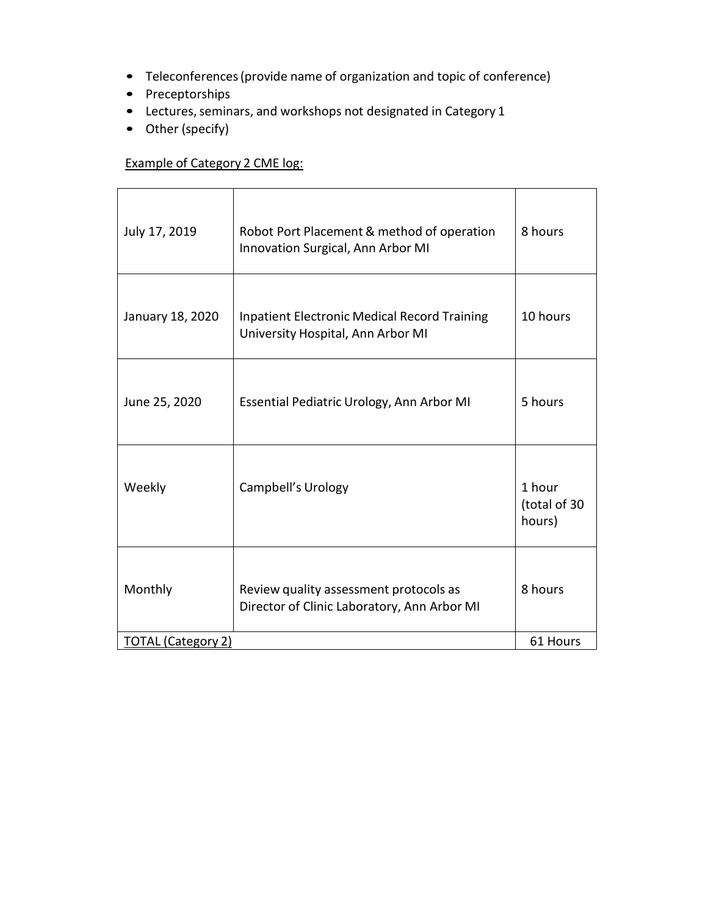- Teleconferences (provide name of organization and topic of conference)
- Preceptorships
- Lectures, seminars, and workshops not designated in Category 1
- Other (specify)

Example of Category 2 CME log:

| | | |
|---|---|---|
| July 17, 2019 | Robot Port Placement & method of operation Innovation Surgical, Ann Arbor MI | 8 hours |
| January 18, 2020 | Inpatient Electronic Medical Record Training University Hospital, Ann Arbor MI | 10 hours |
| June 25, 2020 | Essential Pediatric Urology, Ann Arbor MI | 5 hours |
| Weekly | Campbell's Urology | 1 hour (total of 30 hours) |
| Monthly | Review quality assessment protocols as Director of Clinic Laboratory, Ann Arbor MI | 8 hours |
| TOTAL (Category 2) | | 61 Hours |